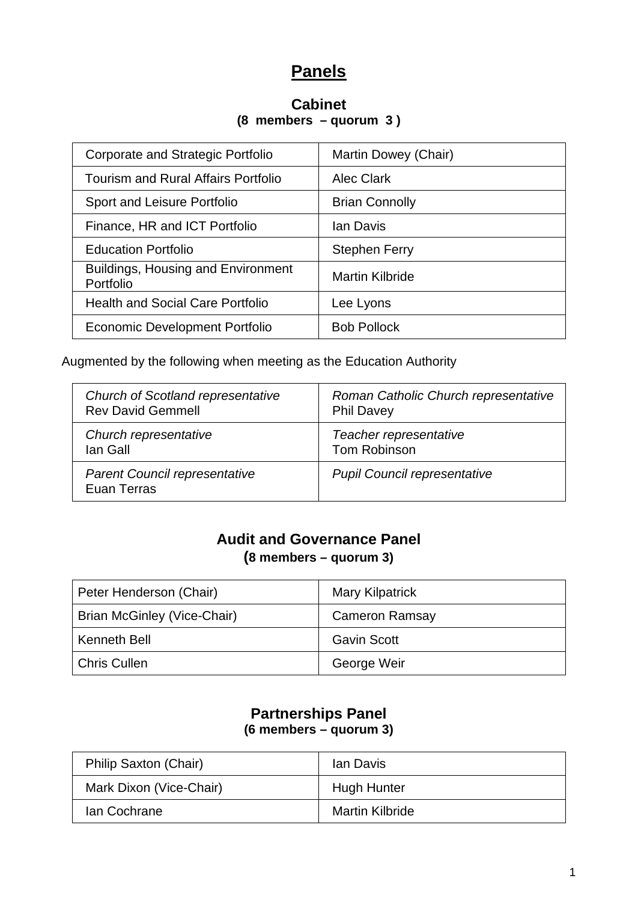# Panels

## Cabinet

**(8 members – quorum 3 )**

| | |
|---|---|
| Corporate and Strategic Portfolio | Martin Dowey (Chair) |
| Tourism and Rural Affairs Portfolio | Alec Clark |
| Sport and Leisure Portfolio | Brian Connolly |
| Finance, HR and ICT Portfolio | Ian Davis |
| Education Portfolio | Stephen Ferry |
| Buildings, Housing and Environment Portfolio | Martin Kilbride |
| Health and Social Care Portfolio | Lee Lyons |
| Economic Development Portfolio | Bob Pollock |

Augmented by the following when meeting as the Education Authority

| | |
|---|---|
| *Church of Scotland representative* Rev David Gemmell | *Roman Catholic Church representative* Phil Davey |
| *Church representative* Ian Gall | *Teacher representative* Tom Robinson |
| *Parent Council representative* Euan Terras | *Pupil Council representative* |

## Audit and Governance Panel

**(8 members – quorum 3)**

| | |
|---|---|
| Peter Henderson (Chair) | Mary Kilpatrick |
| Brian McGinley (Vice-Chair) | Cameron Ramsay |
| Kenneth Bell | Gavin Scott |
| Chris Cullen | George Weir |

## Partnerships Panel

**(6 members – quorum 3)**

| | |
|---|---|
| Philip Saxton (Chair) | Ian Davis |
| Mark Dixon (Vice-Chair) | Hugh Hunter |
| Ian Cochrane | Martin Kilbride |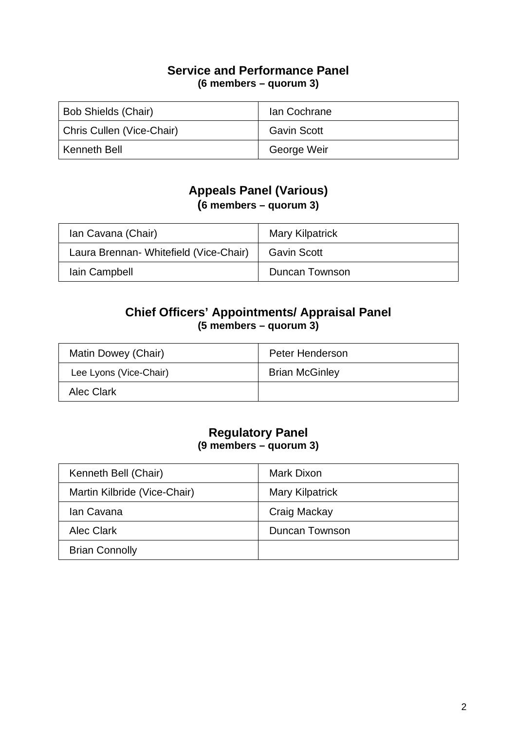## Service and Performance Panel

**(6 members – quorum 3)**

| | |
|---|---|
| Bob Shields (Chair) | Ian Cochrane |
| Chris Cullen (Vice-Chair) | Gavin Scott |
| Kenneth Bell | George Weir |

## Appeals Panel (Various)

**(6 members – quorum 3)**

| | |
|---|---|
| Ian Cavana (Chair) | Mary Kilpatrick |
| Laura Brennan- Whitefield (Vice-Chair) | Gavin Scott |
| Iain Campbell | Duncan Townson |

## Chief Officers' Appointments/ Appraisal Panel

**(5 members – quorum 3)**

| | |
|---|---|
| Matin Dowey (Chair) | Peter Henderson |
| Lee Lyons (Vice-Chair) | Brian McGinley |
| Alec Clark | |

## Regulatory Panel

**(9 members – quorum 3)**

| | |
|---|---|
| Kenneth Bell (Chair) | Mark Dixon |
| Martin Kilbride (Vice-Chair) | Mary Kilpatrick |
| Ian Cavana | Craig Mackay |
| Alec Clark | Duncan Townson |
| Brian Connolly | |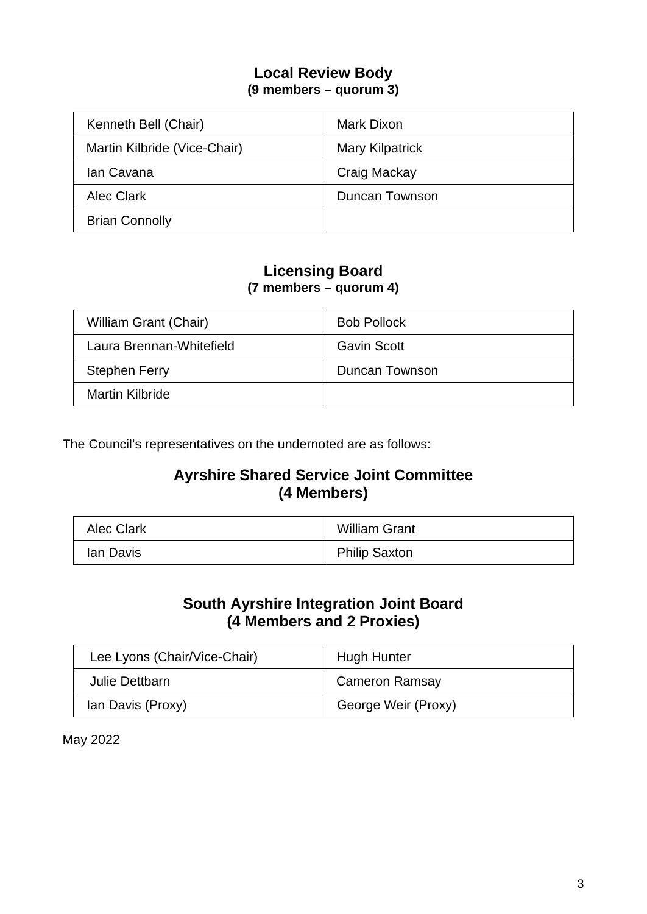## Local Review Body
**(9 members – quorum 3)**

| | |
|---|---|
| Kenneth Bell (Chair) | Mark Dixon |
| Martin Kilbride (Vice-Chair) | Mary Kilpatrick |
| Ian Cavana | Craig Mackay |
| Alec Clark | Duncan Townson |
| Brian Connolly | |

## Licensing Board
**(7 members – quorum 4)**

| | |
|---|---|
| William Grant (Chair) | Bob Pollock |
| Laura Brennan-Whitefield | Gavin Scott |
| Stephen Ferry | Duncan Townson |
| Martin Kilbride | |

The Council's representatives on the undernoted are as follows:

## Ayrshire Shared Service Joint Committee
## (4 Members)

| | |
|---|---|
| Alec Clark | William Grant |
| Ian Davis | Philip Saxton |

## South Ayrshire Integration Joint Board
## (4 Members and 2 Proxies)

| | |
|---|---|
| Lee Lyons (Chair/Vice-Chair) | Hugh Hunter |
| Julie Dettbarn | Cameron Ramsay |
| Ian Davis (Proxy) | George Weir (Proxy) |

May 2022